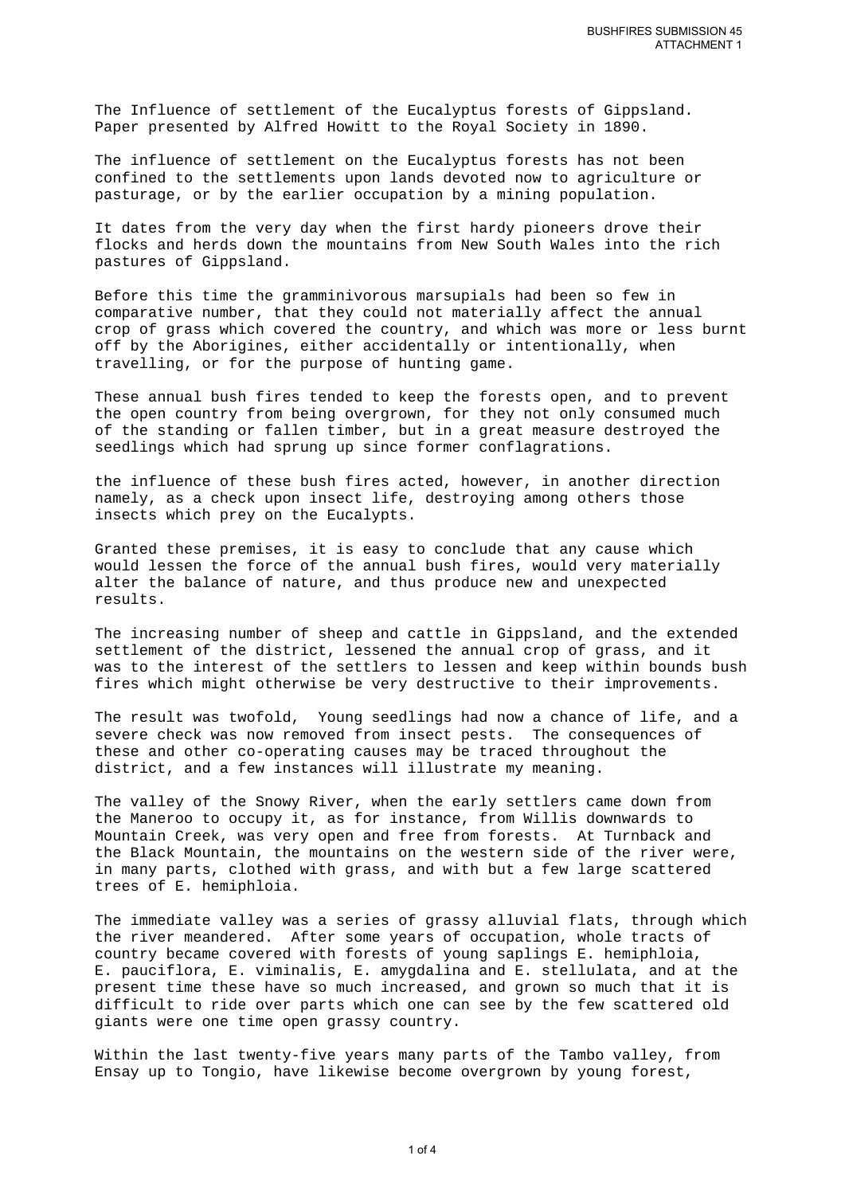The Influence of settlement of the Eucalyptus forests of Gippsland.
Paper presented by Alfred Howitt to the Royal Society in 1890.

The influence of settlement on the Eucalyptus forests has not been confined to the settlements upon lands devoted now to agriculture or pasturage, or by the earlier occupation by a mining population.

It dates from the very day when the first hardy pioneers drove their flocks and herds down the mountains from New South Wales into the rich pastures of Gippsland.

Before this time the gramminivorous marsupials had been so few in comparative number, that they could not materially affect the annual crop of grass which covered the country, and which was more or less burnt off by the Aborigines, either accidentally or intentionally, when travelling, or for the purpose of hunting game.

These annual bush fires tended to keep the forests open, and to prevent the open country from being overgrown, for they not only consumed much of the standing or fallen timber, but in a great measure destroyed the seedlings which had sprung up since former conflagrations.

the influence of these bush fires acted, however, in another direction namely, as a check upon insect life, destroying among others those insects which prey on the Eucalypts.

Granted these premises, it is easy to conclude that any cause which would lessen the force of the annual bush fires, would very materially alter the balance of nature, and thus produce new and unexpected results.

The increasing number of sheep and cattle in Gippsland, and the extended settlement of the district, lessened the annual crop of grass, and it was to the interest of the settlers to lessen and keep within bounds bush fires which might otherwise be very destructive to their improvements.

The result was twofold, Young seedlings had now a chance of life, and a severe check was now removed from insect pests. The consequences of these and other co-operating causes may be traced throughout the district, and a few instances will illustrate my meaning.

The valley of the Snowy River, when the early settlers came down from the Maneroo to occupy it, as for instance, from Willis downwards to Mountain Creek, was very open and free from forests. At Turnback and the Black Mountain, the mountains on the western side of the river were, in many parts, clothed with grass, and with but a few large scattered trees of E. hemiphloia.

The immediate valley was a series of grassy alluvial flats, through which the river meandered. After some years of occupation, whole tracts of country became covered with forests of young saplings E. hemiphloia, E. pauciflora, E. viminalis, E. amygdalina and E. stellulata, and at the present time these have so much increased, and grown so much that it is difficult to ride over parts which one can see by the few scattered old giants were one time open grassy country.

Within the last twenty-five years many parts of the Tambo valley, from Ensay up to Tongio, have likewise become overgrown by young forest,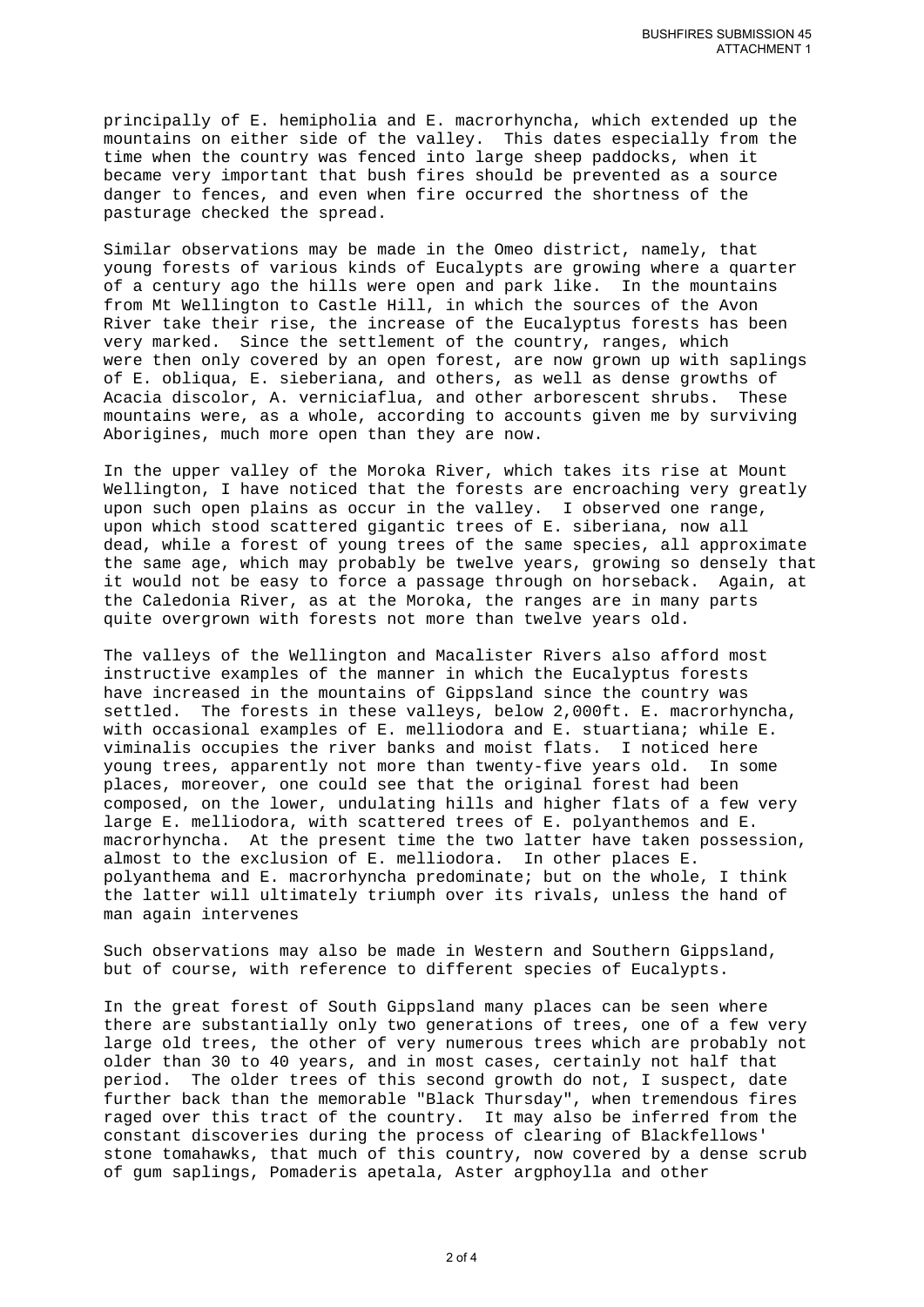principally of E. hemipholia and E. macrorhyncha, which extended up the mountains on either side of the valley. This dates especially from the time when the country was fenced into large sheep paddocks, when it became very important that bush fires should be prevented as a source danger to fences, and even when fire occurred the shortness of the pasturage checked the spread.

Similar observations may be made in the Omeo district, namely, that young forests of various kinds of Eucalypts are growing where a quarter of a century ago the hills were open and park like. In the mountains from Mt Wellington to Castle Hill, in which the sources of the Avon River take their rise, the increase of the Eucalyptus forests has been very marked. Since the settlement of the country, ranges, which were then only covered by an open forest, are now grown up with saplings of E. obliqua, E. sieberiana, and others, as well as dense growths of Acacia discolor, A. verniciaflua, and other arborescent shrubs. These mountains were, as a whole, according to accounts given me by surviving Aborigines, much more open than they are now.

In the upper valley of the Moroka River, which takes its rise at Mount Wellington, I have noticed that the forests are encroaching very greatly upon such open plains as occur in the valley. I observed one range, upon which stood scattered gigantic trees of E. siberiana, now all dead, while a forest of young trees of the same species, all approximate the same age, which may probably be twelve years, growing so densely that it would not be easy to force a passage through on horseback. Again, at the Caledonia River, as at the Moroka, the ranges are in many parts quite overgrown with forests not more than twelve years old.

The valleys of the Wellington and Macalister Rivers also afford most instructive examples of the manner in which the Eucalyptus forests have increased in the mountains of Gippsland since the country was settled. The forests in these valleys, below 2,000ft. E. macrorhyncha, with occasional examples of E. melliodora and E. stuartiana; while E. viminalis occupies the river banks and moist flats. I noticed here young trees, apparently not more than twenty-five years old. In some places, moreover, one could see that the original forest had been composed, on the lower, undulating hills and higher flats of a few very large E. melliodora, with scattered trees of E. polyanthemos and E. macrorhyncha. At the present time the two latter have taken possession, almost to the exclusion of E. melliodora. In other places E. polyanthema and E. macrorhyncha predominate; but on the whole, I think the latter will ultimately triumph over its rivals, unless the hand of man again intervenes

Such observations may also be made in Western and Southern Gippsland, but of course, with reference to different species of Eucalypts.

In the great forest of South Gippsland many places can be seen where there are substantially only two generations of trees, one of a few very large old trees, the other of very numerous trees which are probably not older than 30 to 40 years, and in most cases, certainly not half that period. The older trees of this second growth do not, I suspect, date further back than the memorable "Black Thursday", when tremendous fires raged over this tract of the country. It may also be inferred from the constant discoveries during the process of clearing of Blackfellows' stone tomahawks, that much of this country, now covered by a dense scrub of gum saplings, Pomaderis apetala, Aster argphoylla and other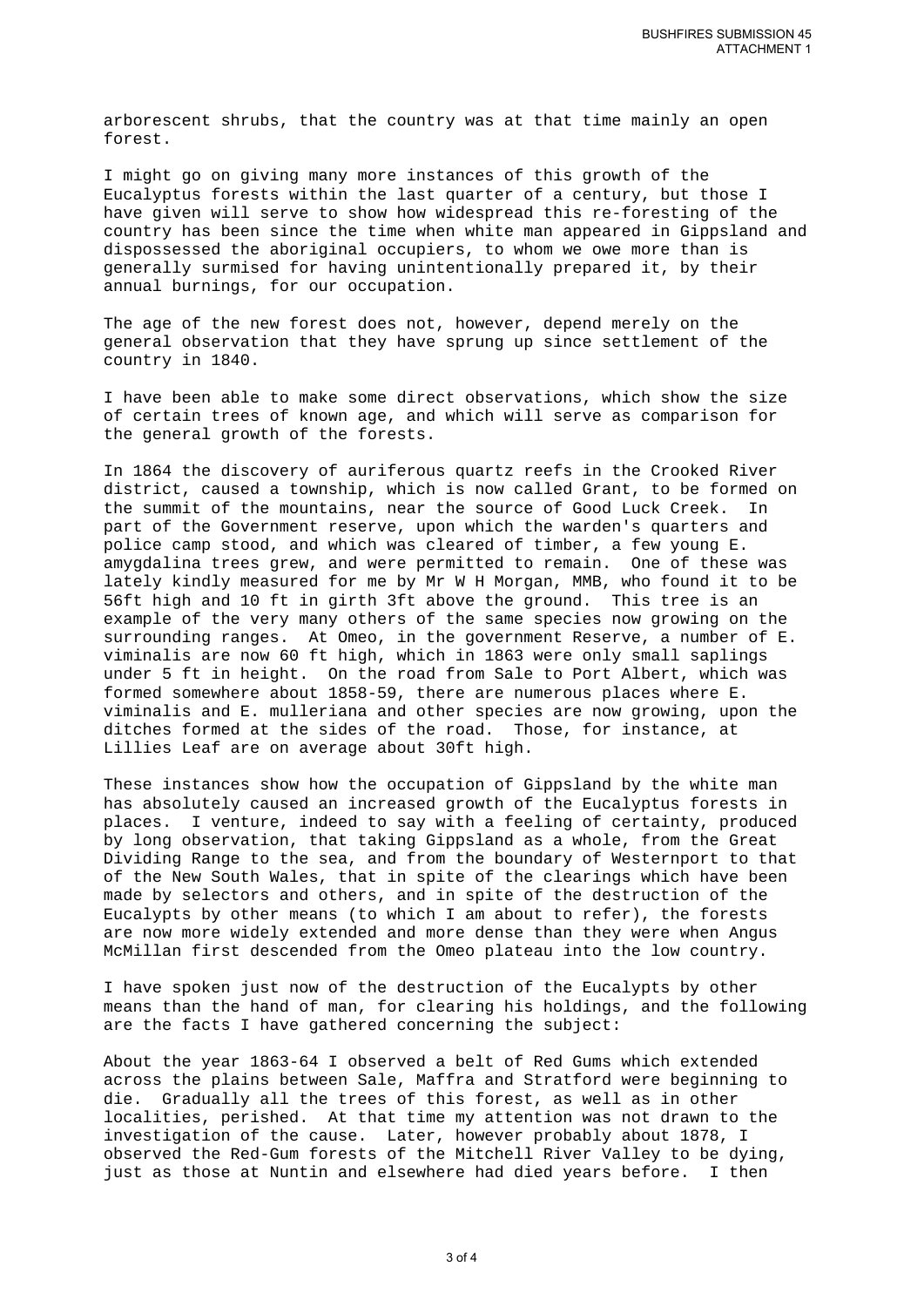arborescent shrubs, that the country was at that time mainly an open forest.

I might go on giving many more instances of this growth of the Eucalyptus forests within the last quarter of a century, but those I have given will serve to show how widespread this re-foresting of the country has been since the time when white man appeared in Gippsland and dispossessed the aboriginal occupiers, to whom we owe more than is generally surmised for having unintentionally prepared it, by their annual burnings, for our occupation.

The age of the new forest does not, however, depend merely on the general observation that they have sprung up since settlement of the country in 1840.

I have been able to make some direct observations, which show the size of certain trees of known age, and which will serve as comparison for the general growth of the forests.

In 1864 the discovery of auriferous quartz reefs in the Crooked River district, caused a township, which is now called Grant, to be formed on the summit of the mountains, near the source of Good Luck Creek. In part of the Government reserve, upon which the warden's quarters and police camp stood, and which was cleared of timber, a few young E. amygdalina trees grew, and were permitted to remain. One of these was lately kindly measured for me by Mr W H Morgan, MMB, who found it to be 56ft high and 10 ft in girth 3ft above the ground. This tree is an example of the very many others of the same species now growing on the surrounding ranges. At Omeo, in the government Reserve, a number of E. viminalis are now 60 ft high, which in 1863 were only small saplings under 5 ft in height. On the road from Sale to Port Albert, which was formed somewhere about 1858-59, there are numerous places where E. viminalis and E. mulleriana and other species are now growing, upon the ditches formed at the sides of the road. Those, for instance, at Lillies Leaf are on average about 30ft high.

These instances show how the occupation of Gippsland by the white man has absolutely caused an increased growth of the Eucalyptus forests in places. I venture, indeed to say with a feeling of certainty, produced by long observation, that taking Gippsland as a whole, from the Great Dividing Range to the sea, and from the boundary of Westernport to that of the New South Wales, that in spite of the clearings which have been made by selectors and others, and in spite of the destruction of the Eucalypts by other means (to which I am about to refer), the forests are now more widely extended and more dense than they were when Angus McMillan first descended from the Omeo plateau into the low country.

I have spoken just now of the destruction of the Eucalypts by other means than the hand of man, for clearing his holdings, and the following are the facts I have gathered concerning the subject:

About the year 1863-64 I observed a belt of Red Gums which extended across the plains between Sale, Maffra and Stratford were beginning to die. Gradually all the trees of this forest, as well as in other localities, perished. At that time my attention was not drawn to the investigation of the cause. Later, however probably about 1878, I observed the Red-Gum forests of the Mitchell River Valley to be dying, just as those at Nuntin and elsewhere had died years before. I then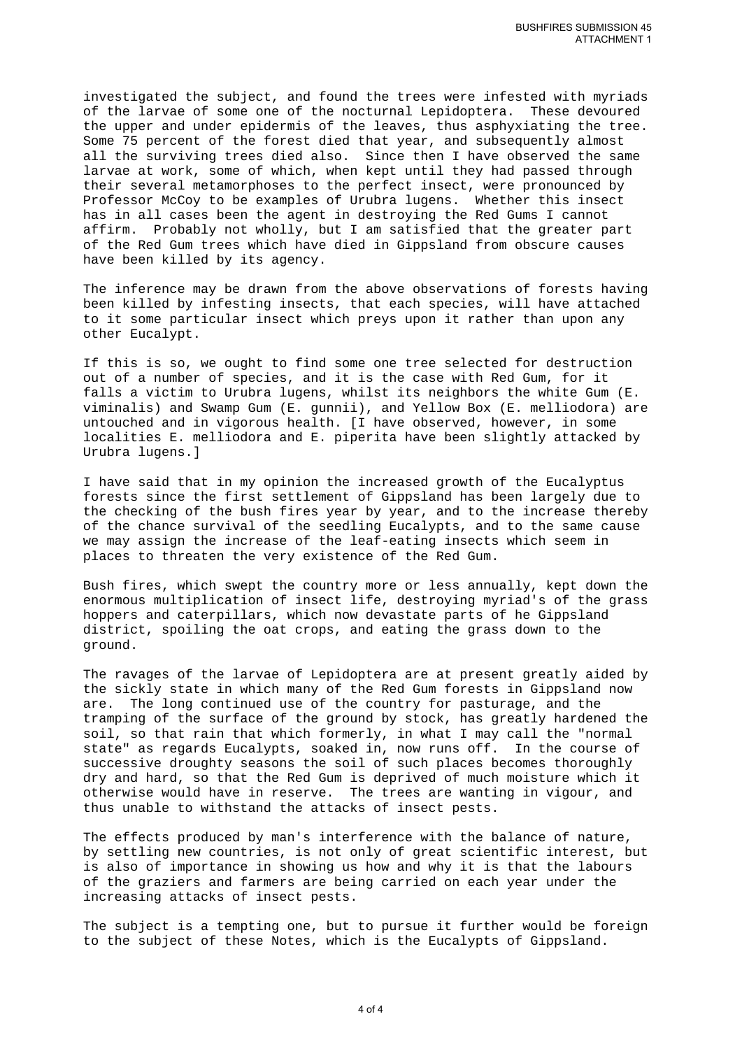investigated the subject, and found the trees were infested with myriads of the larvae of some one of the nocturnal Lepidoptera. These devoured the upper and under epidermis of the leaves, thus asphyxiating the tree. Some 75 percent of the forest died that year, and subsequently almost all the surviving trees died also. Since then I have observed the same larvae at work, some of which, when kept until they had passed through their several metamorphoses to the perfect insect, were pronounced by Professor McCoy to be examples of Urubra lugens. Whether this insect has in all cases been the agent in destroying the Red Gums I cannot affirm. Probably not wholly, but I am satisfied that the greater part of the Red Gum trees which have died in Gippsland from obscure causes have been killed by its agency.

The inference may be drawn from the above observations of forests having been killed by infesting insects, that each species, will have attached to it some particular insect which preys upon it rather than upon any other Eucalypt.

If this is so, we ought to find some one tree selected for destruction out of a number of species, and it is the case with Red Gum, for it falls a victim to Urubra lugens, whilst its neighbors the white Gum (E. viminalis) and Swamp Gum (E. gunnii), and Yellow Box (E. melliodora) are untouched and in vigorous health. [I have observed, however, in some localities E. melliodora and E. piperita have been slightly attacked by Urubra lugens.]

I have said that in my opinion the increased growth of the Eucalyptus forests since the first settlement of Gippsland has been largely due to the checking of the bush fires year by year, and to the increase thereby of the chance survival of the seedling Eucalypts, and to the same cause we may assign the increase of the leaf-eating insects which seem in places to threaten the very existence of the Red Gum.

Bush fires, which swept the country more or less annually, kept down the enormous multiplication of insect life, destroying myriad's of the grass hoppers and caterpillars, which now devastate parts of he Gippsland district, spoiling the oat crops, and eating the grass down to the ground.

The ravages of the larvae of Lepidoptera are at present greatly aided by the sickly state in which many of the Red Gum forests in Gippsland now are. The long continued use of the country for pasturage, and the tramping of the surface of the ground by stock, has greatly hardened the soil, so that rain that which formerly, in what I may call the "normal state" as regards Eucalypts, soaked in, now runs off. In the course of successive droughty seasons the soil of such places becomes thoroughly dry and hard, so that the Red Gum is deprived of much moisture which it otherwise would have in reserve. The trees are wanting in vigour, and thus unable to withstand the attacks of insect pests.

The effects produced by man's interference with the balance of nature, by settling new countries, is not only of great scientific interest, but is also of importance in showing us how and why it is that the labours of the graziers and farmers are being carried on each year under the increasing attacks of insect pests.

The subject is a tempting one, but to pursue it further would be foreign to the subject of these Notes, which is the Eucalypts of Gippsland.